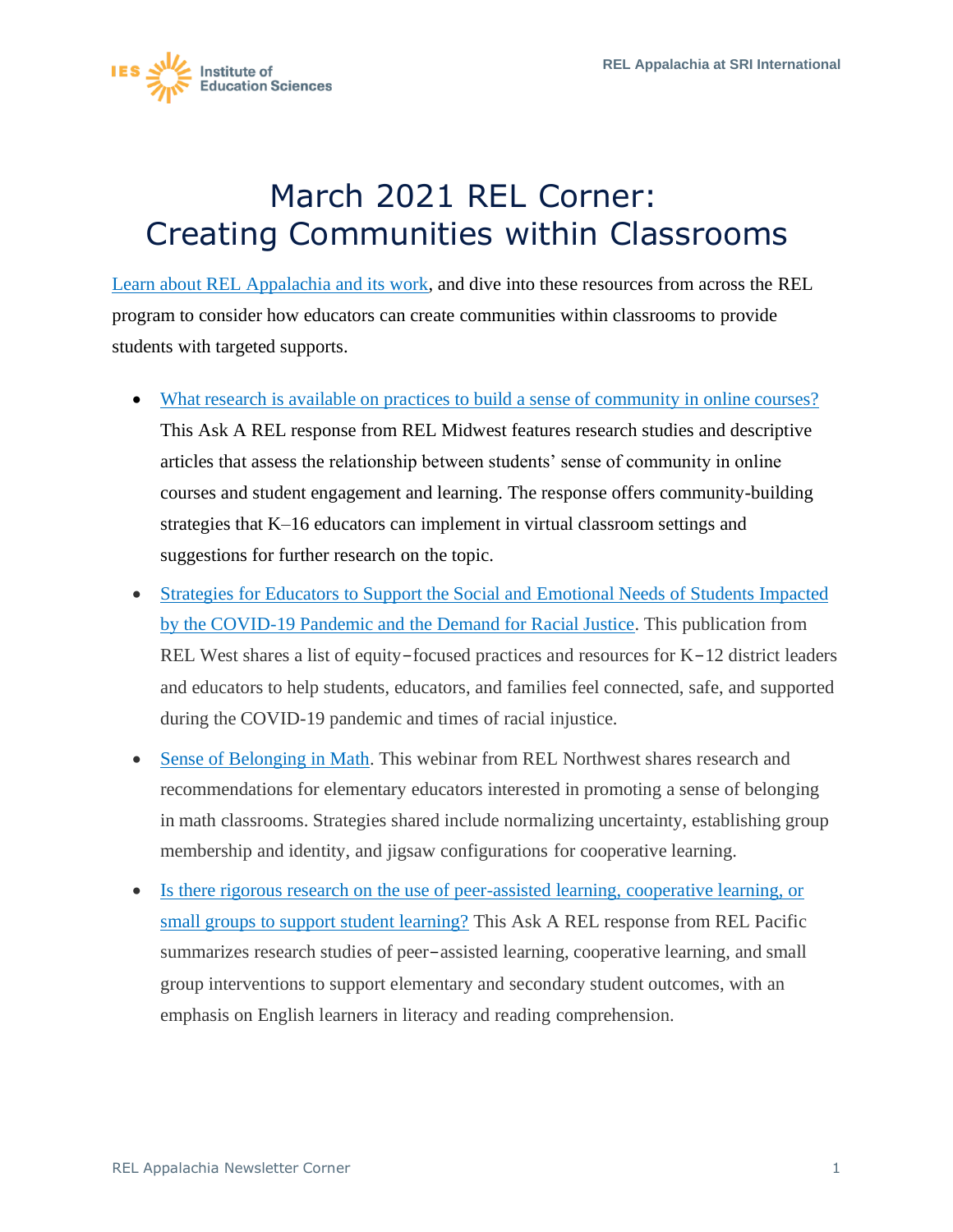# March 2021 REL Corner: Creating Communities within Classrooms

[Learn about REL Appalachia and its work](), and dive into these resources from across the REL program to consider how educators can create communities within classrooms to provide students with targeted supports.

- [What research is available on practices to build a sense of community in online courses?]() This Ask A REL response from REL Midwest features research studies and descriptive articles that assess the relationship between students' sense of community in online courses and student engagement and learning. The response offers community-building strategies that K–16 educators can implement in virtual classroom settings and suggestions for further research on the topic.
- [Strategies for Educators to Support the Social and Emotional Needs of Students Impacted by the COVID-19 Pandemic and the Demand for Racial Justice](). This publication from REL West shares a list of equity-focused practices and resources for K-12 district leaders and educators to help students, educators, and families feel connected, safe, and supported during the COVID-19 pandemic and times of racial injustice.
- [Sense of Belonging in Math](). This webinar from REL Northwest shares research and recommendations for elementary educators interested in promoting a sense of belonging in math classrooms. Strategies shared include normalizing uncertainty, establishing group membership and identity, and jigsaw configurations for cooperative learning.
- [Is there rigorous research on the use of peer-assisted learning, cooperative learning, or small groups to support student learning?]() This Ask A REL response from REL Pacific summarizes research studies of peer-assisted learning, cooperative learning, and small group interventions to support elementary and secondary student outcomes, with an emphasis on English learners in literacy and reading comprehension.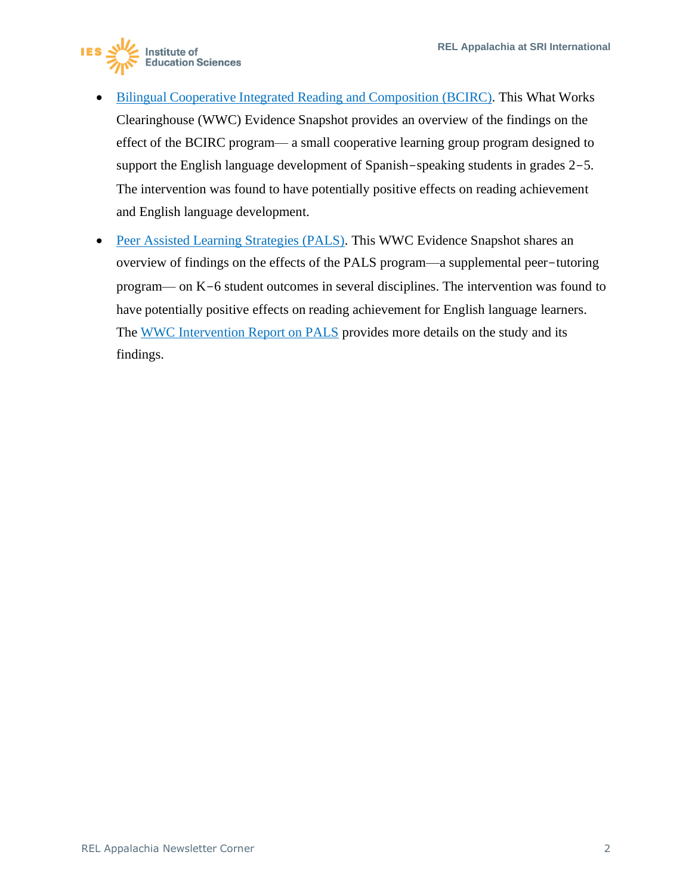- Bilingual Cooperative Integrated Reading and Composition (BCIRC). This What Works Clearinghouse (WWC) Evidence Snapshot provides an overview of the findings on the effect of the BCIRC program— a small cooperative learning group program designed to support the English language development of Spanish−speaking students in grades 2−5. The intervention was found to have potentially positive effects on reading achievement and English language development.
- Peer Assisted Learning Strategies (PALS). This WWC Evidence Snapshot shares an overview of findings on the effects of the PALS program—a supplemental peer−tutoring program— on K−6 student outcomes in several disciplines. The intervention was found to have potentially positive effects on reading achievement for English language learners. The WWC Intervention Report on PALS provides more details on the study and its findings.